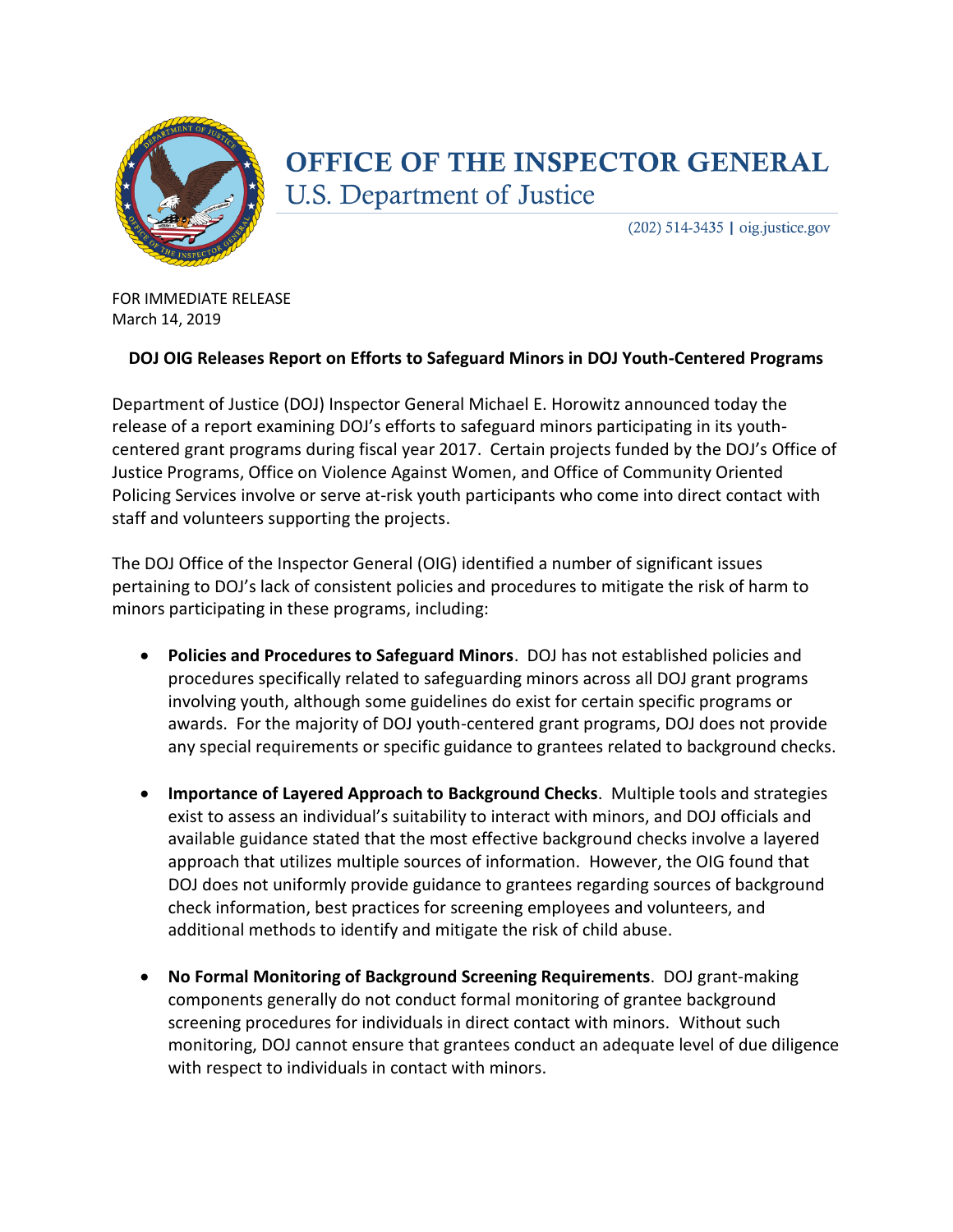# OFFICE OF THE INSPECTOR GENERAL

## U.S. Department of Justice

(202) 514-3435 | oig.justice.gov

FOR IMMEDIATE RELEASE
March 14, 2019

**DOJ OIG Releases Report on Efforts to Safeguard Minors in DOJ Youth-Centered Programs**

Department of Justice (DOJ) Inspector General Michael E. Horowitz announced today the release of a report examining DOJ's efforts to safeguard minors participating in its youth-centered grant programs during fiscal year 2017. Certain projects funded by the DOJ's Office of Justice Programs, Office on Violence Against Women, and Office of Community Oriented Policing Services involve or serve at-risk youth participants who come into direct contact with staff and volunteers supporting the projects.

The DOJ Office of the Inspector General (OIG) identified a number of significant issues pertaining to DOJ's lack of consistent policies and procedures to mitigate the risk of harm to minors participating in these programs, including:

- **Policies and Procedures to Safeguard Minors**. DOJ has not established policies and procedures specifically related to safeguarding minors across all DOJ grant programs involving youth, although some guidelines do exist for certain specific programs or awards. For the majority of DOJ youth-centered grant programs, DOJ does not provide any special requirements or specific guidance to grantees related to background checks.

- **Importance of Layered Approach to Background Checks**. Multiple tools and strategies exist to assess an individual's suitability to interact with minors, and DOJ officials and available guidance stated that the most effective background checks involve a layered approach that utilizes multiple sources of information. However, the OIG found that DOJ does not uniformly provide guidance to grantees regarding sources of background check information, best practices for screening employees and volunteers, and additional methods to identify and mitigate the risk of child abuse.

- **No Formal Monitoring of Background Screening Requirements**. DOJ grant-making components generally do not conduct formal monitoring of grantee background screening procedures for individuals in direct contact with minors. Without such monitoring, DOJ cannot ensure that grantees conduct an adequate level of due diligence with respect to individuals in contact with minors.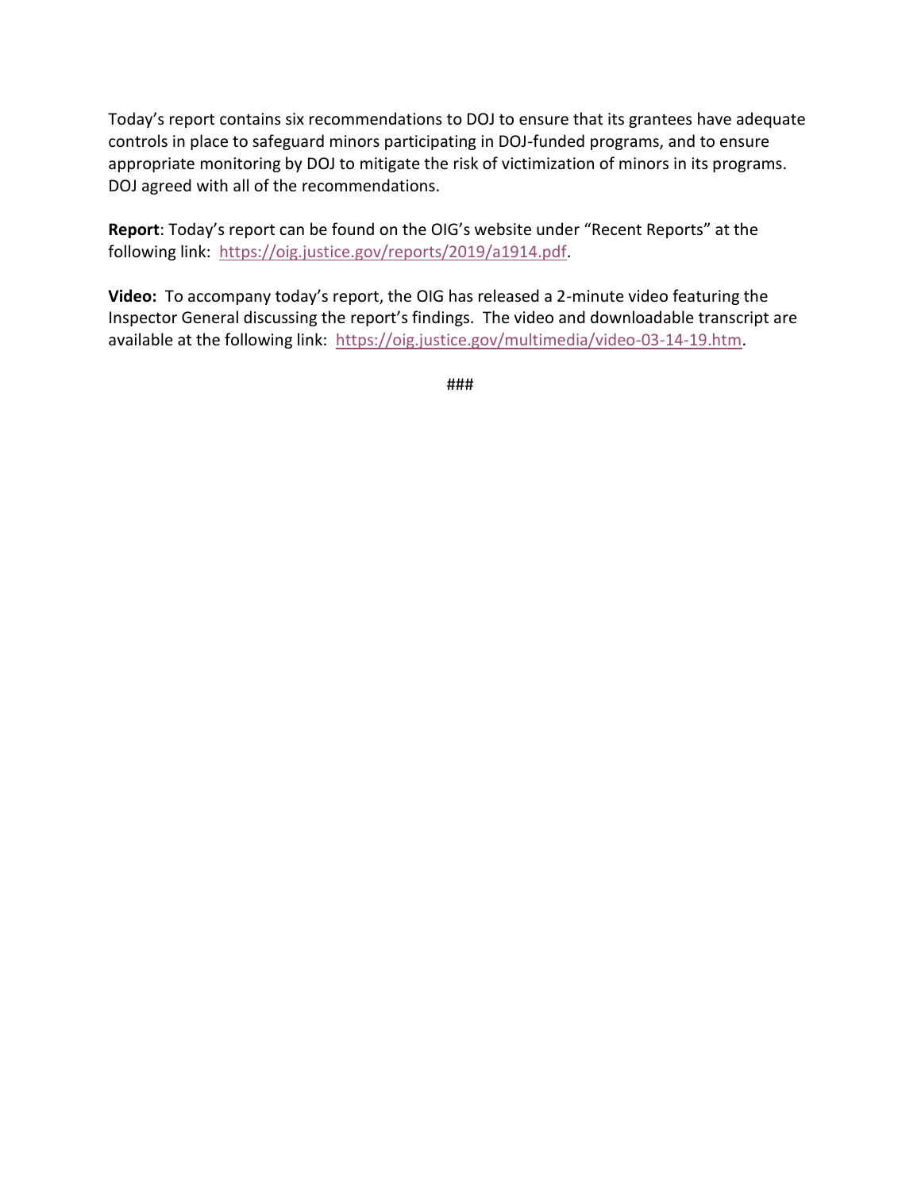Today's report contains six recommendations to DOJ to ensure that its grantees have adequate controls in place to safeguard minors participating in DOJ-funded programs, and to ensure appropriate monitoring by DOJ to mitigate the risk of victimization of minors in its programs. DOJ agreed with all of the recommendations.

**Report**: Today's report can be found on the OIG's website under "Recent Reports" at the following link: https://oig.justice.gov/reports/2019/a1914.pdf.

**Video:** To accompany today's report, the OIG has released a 2-minute video featuring the Inspector General discussing the report's findings. The video and downloadable transcript are available at the following link: https://oig.justice.gov/multimedia/video-03-14-19.htm.

###